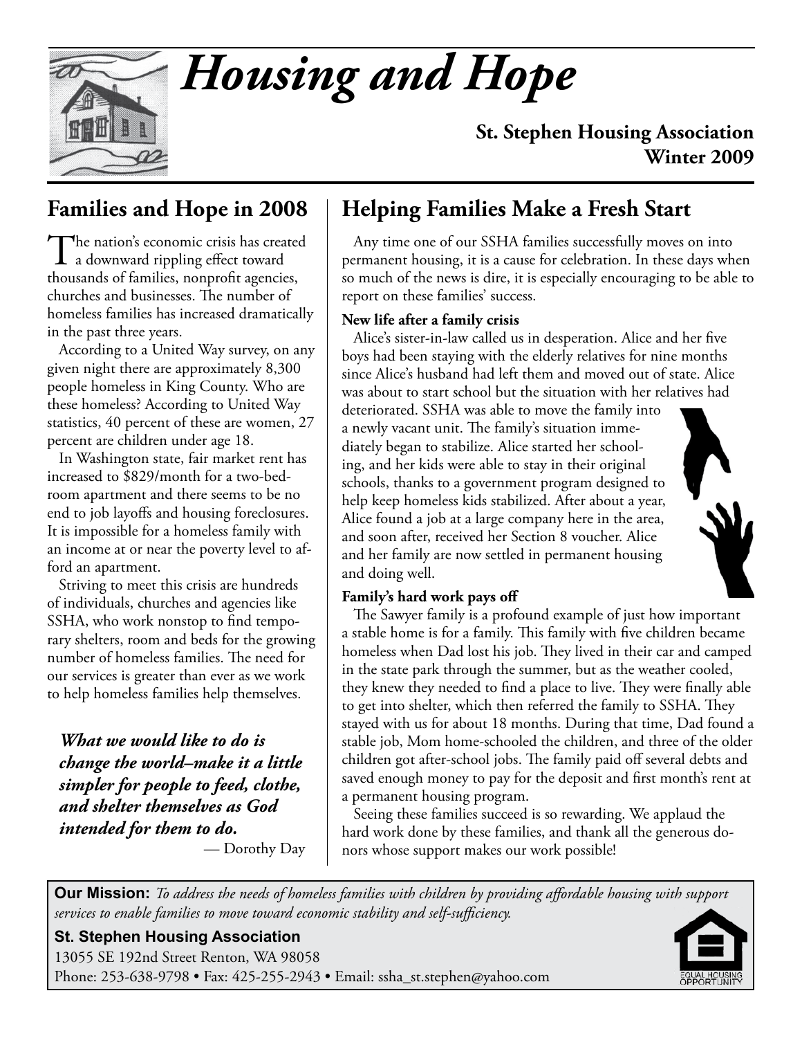# Housing and Hope

**St. Stephen Housing Association**
**Winter 2009**

## Families and Hope in 2008

The nation's economic crisis has created a downward rippling effect toward thousands of families, nonprofit agencies, churches and businesses. The number of homeless families has increased dramatically in the past three years.

According to a United Way survey, on any given night there are approximately 8,300 people homeless in King County. Who are these homeless? According to United Way statistics, 40 percent of these are women, 27 percent are children under age 18.

In Washington state, fair market rent has increased to $829/month for a two-bedroom apartment and there seems to be no end to job layoffs and housing foreclosures. It is impossible for a homeless family with an income at or near the poverty level to afford an apartment.

Striving to meet this crisis are hundreds of individuals, churches and agencies like SSHA, who work nonstop to find temporary shelters, room and beds for the growing number of homeless families. The need for our services is greater than ever as we work to help homeless families help themselves.

***What we would like to do is change the world–make it a little simpler for people to feed, clothe, and shelter themselves as God intended for them to do.***

— Dorothy Day

## Helping Families Make a Fresh Start

Any time one of our SSHA families successfully moves on into permanent housing, it is a cause for celebration. In these days when so much of the news is dire, it is especially encouraging to be able to report on these families' success.

**New life after a family crisis**

Alice's sister-in-law called us in desperation. Alice and her five boys had been staying with the elderly relatives for nine months since Alice's husband had left them and moved out of state. Alice was about to start school but the situation with her relatives had deteriorated. SSHA was able to move the family into a newly vacant unit. The family's situation immediately began to stabilize. Alice started her schooling, and her kids were able to stay in their original schools, thanks to a government program designed to help keep homeless kids stabilized. After about a year, Alice found a job at a large company here in the area, and soon after, received her Section 8 voucher. Alice and her family are now settled in permanent housing and doing well.

**Family's hard work pays off**

The Sawyer family is a profound example of just how important a stable home is for a family. This family with five children became homeless when Dad lost his job. They lived in their car and camped in the state park through the summer, but as the weather cooled, they knew they needed to find a place to live. They were finally able to get into shelter, which then referred the family to SSHA. They stayed with us for about 18 months. During that time, Dad found a stable job, Mom home-schooled the children, and three of the older children got after-school jobs. The family paid off several debts and saved enough money to pay for the deposit and first month's rent at a permanent housing program.

Seeing these families succeed is so rewarding. We applaud the hard work done by these families, and thank all the generous donors whose support makes our work possible!

**Our Mission:** *To address the needs of homeless families with children by providing affordable housing with support services to enable families to move toward economic stability and self-sufficiency.*

**St. Stephen Housing Association**
13055 SE 192nd Street Renton, WA 98058
Phone: 253-638-9798 • Fax: 425-255-2943 • Email: ssha_st.stephen@yahoo.com

EQUAL HOUSING OPPORTUNITY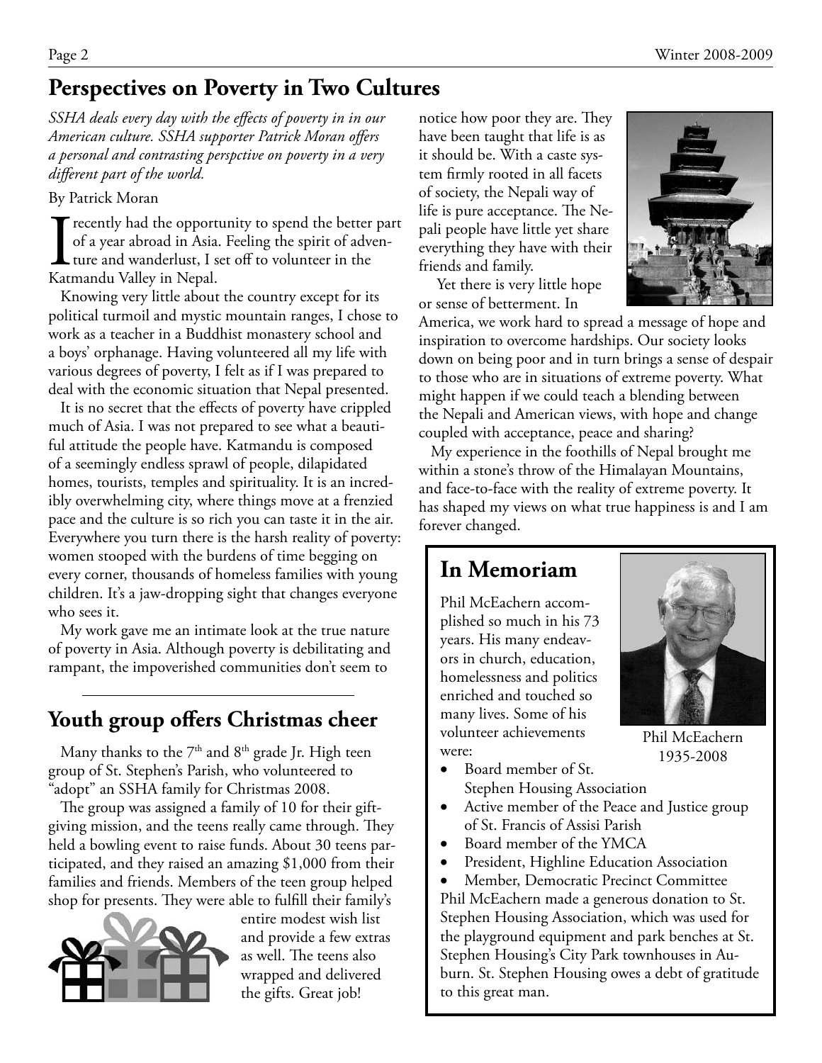## Perspectives on Poverty in Two Cultures

*SSHA deals every day with the effects of poverty in in our American culture. SSHA supporter Patrick Moran offers a personal and contrasting perspctive on poverty in a very different part of the world.*

By Patrick Moran

I recently had the opportunity to spend the better part of a year abroad in Asia. Feeling the spirit of adventure and wanderlust, I set off to volunteer in the Katmandu Valley in Nepal.

Knowing very little about the country except for its political turmoil and mystic mountain ranges, I chose to work as a teacher in a Buddhist monastery school and a boys' orphanage. Having volunteered all my life with various degrees of poverty, I felt as if I was prepared to deal with the economic situation that Nepal presented.

It is no secret that the effects of poverty have crippled much of Asia. I was not prepared to see what a beautiful attitude the people have. Katmandu is composed of a seemingly endless sprawl of people, dilapidated homes, tourists, temples and spirituality. It is an incredibly overwhelming city, where things move at a frenzied pace and the culture is so rich you can taste it in the air. Everywhere you turn there is the harsh reality of poverty: women stooped with the burdens of time begging on every corner, thousands of homeless families with young children. It's a jaw-dropping sight that changes everyone who sees it.

My work gave me an intimate look at the true nature of poverty in Asia. Although poverty is debilitating and rampant, the impoverished communities don't seem to notice how poor they are. They have been taught that life is as it should be. With a caste system firmly rooted in all facets of society, the Nepali way of life is pure acceptance. The Nepali people have little yet share everything they have with their friends and family.

Yet there is very little hope or sense of betterment. In America, we work hard to spread a message of hope and inspiration to overcome hardships. Our society looks down on being poor and in turn brings a sense of despair to those who are in situations of extreme poverty. What might happen if we could teach a blending between the Nepali and American views, with hope and change coupled with acceptance, peace and sharing?

My experience in the foothills of Nepal brought me within a stone's throw of the Himalayan Mountains, and face-to-face with the reality of extreme poverty. It has shaped my views on what true happiness is and I am forever changed.

## Youth group offers Christmas cheer

Many thanks to the 7th and 8th grade Jr. High teen group of St. Stephen's Parish, who volunteered to "adopt" an SSHA family for Christmas 2008.

The group was assigned a family of 10 for their gift-giving mission, and the teens really came through. They held a bowling event to raise funds. About 30 teens participated, and they raised an amazing $1,000 from their families and friends. Members of the teen group helped shop for presents. They were able to fulfill their family's entire modest wish list and provide a few extras as well. The teens also wrapped and delivered the gifts. Great job!

## In Memoriam

Phil McEachern accomplished so much in his 73 years. His many endeavors in church, education, homelessness and politics enriched and touched so many lives. Some of his volunteer achievements were:

- Board member of St. Stephen Housing Association
- Active member of the Peace and Justice group of St. Francis of Assisi Parish
- Board member of the YMCA
- President, Highline Education Association
- Member, Democratic Precinct Committee

Phil McEachern made a generous donation to St. Stephen Housing Association, which was used for the playground equipment and park benches at St. Stephen Housing's City Park townhouses in Auburn. St. Stephen Housing owes a debt of gratitude to this great man.

Phil McEachern
1935-2008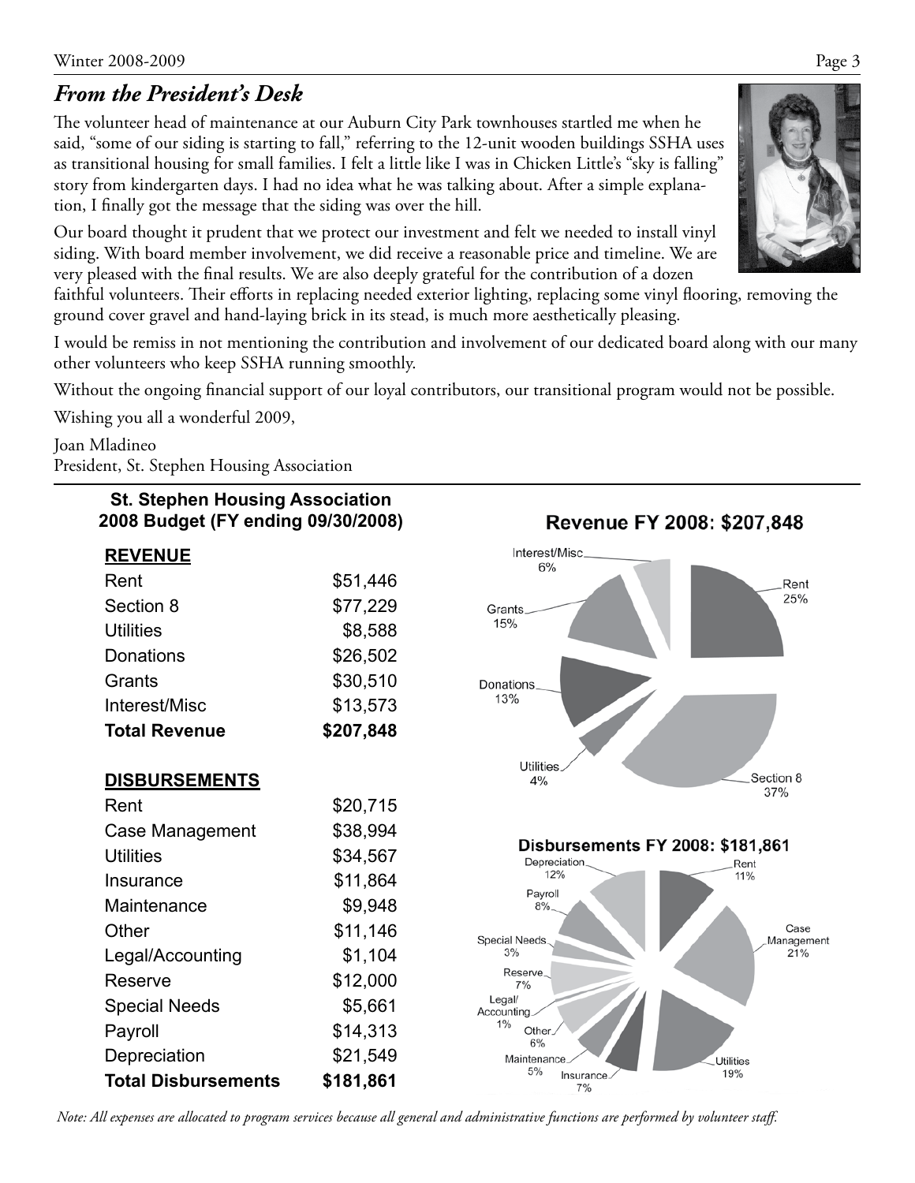## *From the President's Desk*

The volunteer head of maintenance at our Auburn City Park townhouses startled me when he said, "some of our siding is starting to fall," referring to the 12-unit wooden buildings SSHA uses as transitional housing for small families. I felt a little like I was in Chicken Little's "sky is falling" story from kindergarten days. I had no idea what he was talking about. After a simple explanation, I finally got the message that the siding was over the hill.

Our board thought it prudent that we protect our investment and felt we needed to install vinyl siding. With board member involvement, we did receive a reasonable price and timeline. We are very pleased with the final results. We are also deeply grateful for the contribution of a dozen faithful volunteers. Their efforts in replacing needed exterior lighting, replacing some vinyl flooring, removing the ground cover gravel and hand-laying brick in its stead, is much more aesthetically pleasing.

I would be remiss in not mentioning the contribution and involvement of our dedicated board along with our many other volunteers who keep SSHA running smoothly.

Without the ongoing financial support of our loyal contributors, our transitional program would not be possible.

Wishing you all a wonderful 2009,

Joan Mladineo
President, St. Stephen Housing Association

**St. Stephen Housing Association**
**2008 Budget (FY ending 09/30/2008)**

| | |
|---|---|
| **REVENUE** | |
| Rent | $51,446 |
| Section 8 | $77,229 |
| Utilities | $8,588 |
| Donations | $26,502 |
| Grants | $30,510 |
| Interest/Misc | $13,573 |
| **Total Revenue** | **$207,848** |
| **DISBURSEMENTS** | |
| Rent | $20,715 |
| Case Management | $38,994 |
| Utilities | $34,567 |
| Insurance | $11,864 |
| Maintenance | $9,948 |
| Other | $11,146 |
| Legal/Accounting | $1,104 |
| Reserve | $12,000 |
| Special Needs | $5,661 |
| Payroll | $14,313 |
| Depreciation | $21,549 |
| **Total Disbursements** | **$181,861** |

**Revenue FY 2008: $207,848**

Interest/Misc 6%
Rent 25%
Grants 15%
Donations 13%
Utilities 4%
Section 8 37%

**Disbursements FY 2008: $181,861**

Depreciation 12%
Rent 11%
Payroll 8%
Case Management 21%
Special Needs 3%
Reserve 7%
Legal/Accounting 1%
Other 6%
Maintenance 5%
Insurance 7%
Utilities 19%

*Note: All expenses are allocated to program services because all general and administrative functions are performed by volunteer staff.*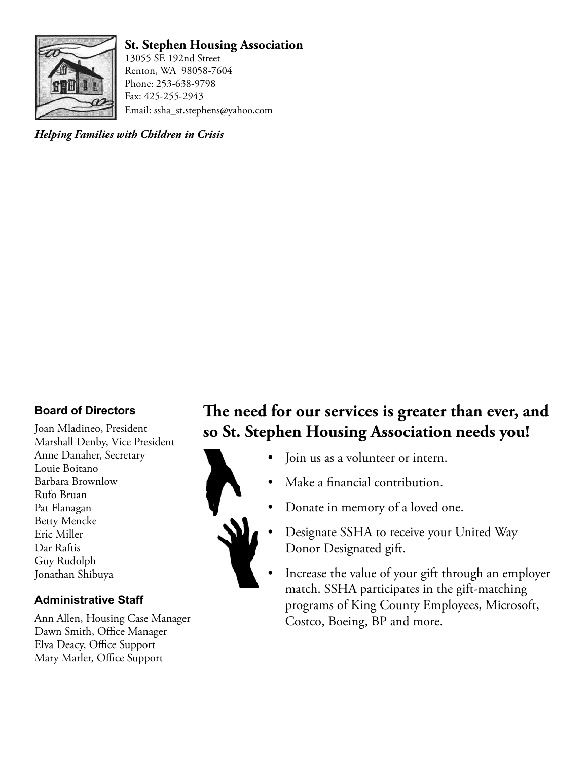**St. Stephen Housing Association**
13055 SE 192nd Street
Renton, WA 98058-7604
Phone: 253-638-9798
Fax: 425-255-2943
Email: ssha_st.stephens@yahoo.com

***Helping Families with Children in Crisis***

## The need for our services is greater than ever, and so St. Stephen Housing Association needs you!

- Join us as a volunteer or intern.
- Make a financial contribution.
- Donate in memory of a loved one.
- Designate SSHA to receive your United Way Donor Designated gift.
- Increase the value of your gift through an employer match. SSHA participates in the gift-matching programs of King County Employees, Microsoft, Costco, Boeing, BP and more.

### Board of Directors

Joan Mladineo, President
Marshall Denby, Vice President
Anne Danaher, Secretary
Louie Boitano
Barbara Brownlow
Rufo Bruan
Pat Flanagan
Betty Mencke
Eric Miller
Dar Raftis
Guy Rudolph
Jonathan Shibuya

### Administrative Staff

Ann Allen, Housing Case Manager
Dawn Smith, Office Manager
Elva Deacy, Office Support
Mary Marler, Office Support